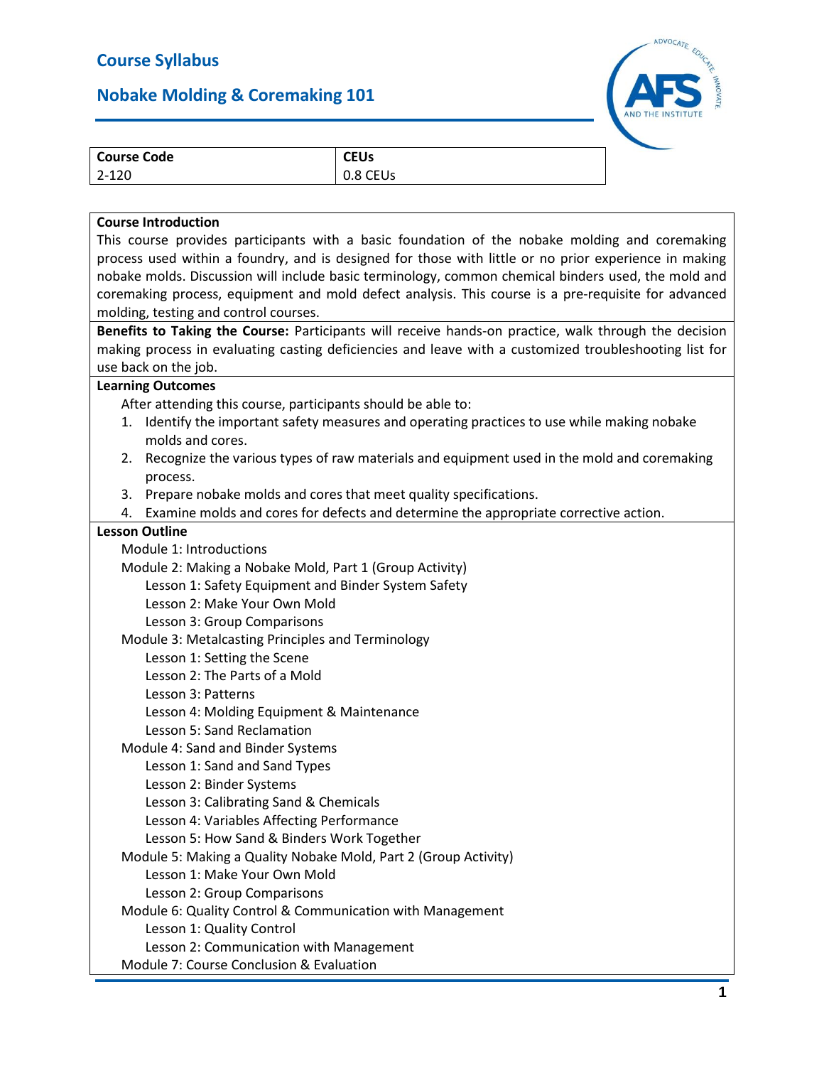# Course Syllabus

## Nobake Molding & Coremaking 101

| Course Code | CEUs |
|---|---|
| 2-120 | 0.8 CEUs |

**Course Introduction**

This course provides participants with a basic foundation of the nobake molding and coremaking process used within a foundry, and is designed for those with little or no prior experience in making nobake molds. Discussion will include basic terminology, common chemical binders used, the mold and coremaking process, equipment and mold defect analysis. This course is a pre-requisite for advanced molding, testing and control courses.

**Benefits to Taking the Course:** Participants will receive hands-on practice, walk through the decision making process in evaluating casting deficiencies and leave with a customized troubleshooting list for use back on the job.

**Learning Outcomes**

After attending this course, participants should be able to:

1. Identify the important safety measures and operating practices to use while making nobake molds and cores.
2. Recognize the various types of raw materials and equipment used in the mold and coremaking process.
3. Prepare nobake molds and cores that meet quality specifications.
4. Examine molds and cores for defects and determine the appropriate corrective action.

**Lesson Outline**

- Module 1: Introductions
- Module 2: Making a Nobake Mold, Part 1 (Group Activity)
  - Lesson 1: Safety Equipment and Binder System Safety
  - Lesson 2: Make Your Own Mold
  - Lesson 3: Group Comparisons
- Module 3: Metalcasting Principles and Terminology
  - Lesson 1: Setting the Scene
  - Lesson 2: The Parts of a Mold
  - Lesson 3: Patterns
  - Lesson 4: Molding Equipment & Maintenance
  - Lesson 5: Sand Reclamation
- Module 4: Sand and Binder Systems
  - Lesson 1: Sand and Sand Types
  - Lesson 2: Binder Systems
  - Lesson 3: Calibrating Sand & Chemicals
  - Lesson 4: Variables Affecting Performance
  - Lesson 5: How Sand & Binders Work Together
- Module 5: Making a Quality Nobake Mold, Part 2 (Group Activity)
  - Lesson 1: Make Your Own Mold
  - Lesson 2: Group Comparisons
- Module 6: Quality Control & Communication with Management
  - Lesson 1: Quality Control
  - Lesson 2: Communication with Management
- Module 7: Course Conclusion & Evaluation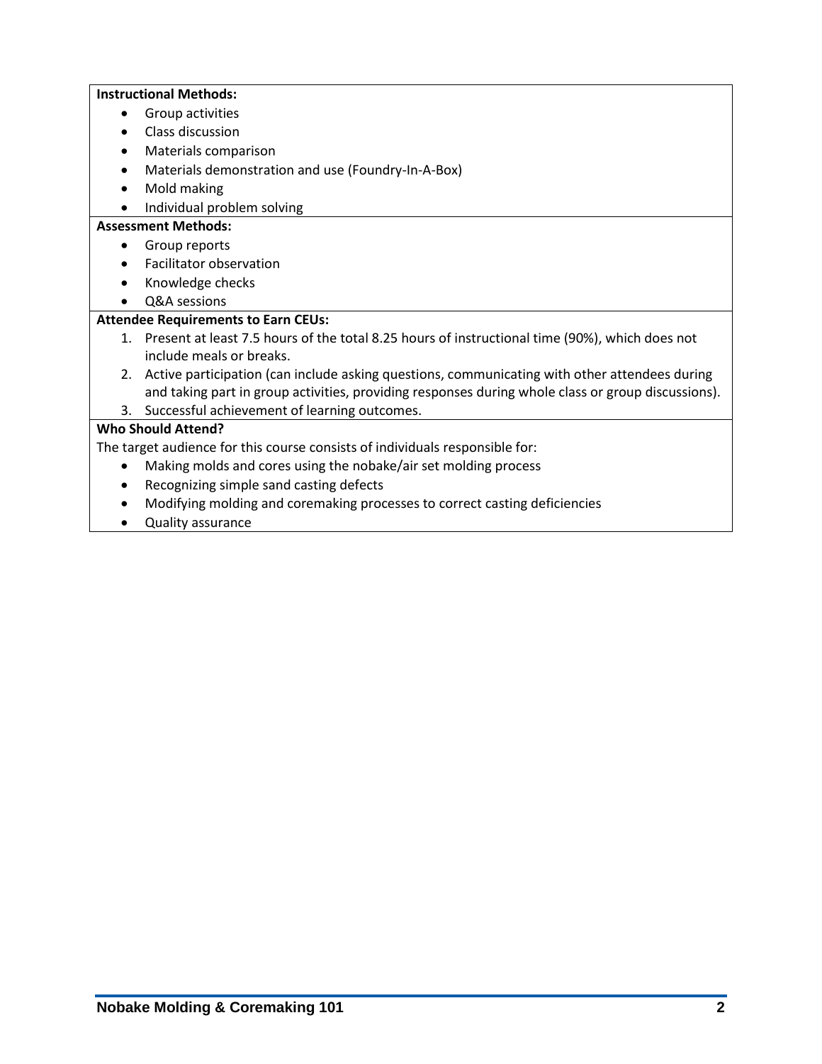**Instructional Methods:**

- Group activities
- Class discussion
- Materials comparison
- Materials demonstration and use (Foundry-In-A-Box)
- Mold making
- Individual problem solving

**Assessment Methods:**

- Group reports
- Facilitator observation
- Knowledge checks
- Q&A sessions

**Attendee Requirements to Earn CEUs:**

1. Present at least 7.5 hours of the total 8.25 hours of instructional time (90%), which does not include meals or breaks.
2. Active participation (can include asking questions, communicating with other attendees during and taking part in group activities, providing responses during whole class or group discussions).
3. Successful achievement of learning outcomes.

**Who Should Attend?**

The target audience for this course consists of individuals responsible for:

- Making molds and cores using the nobake/air set molding process
- Recognizing simple sand casting defects
- Modifying molding and coremaking processes to correct casting deficiencies
- Quality assurance